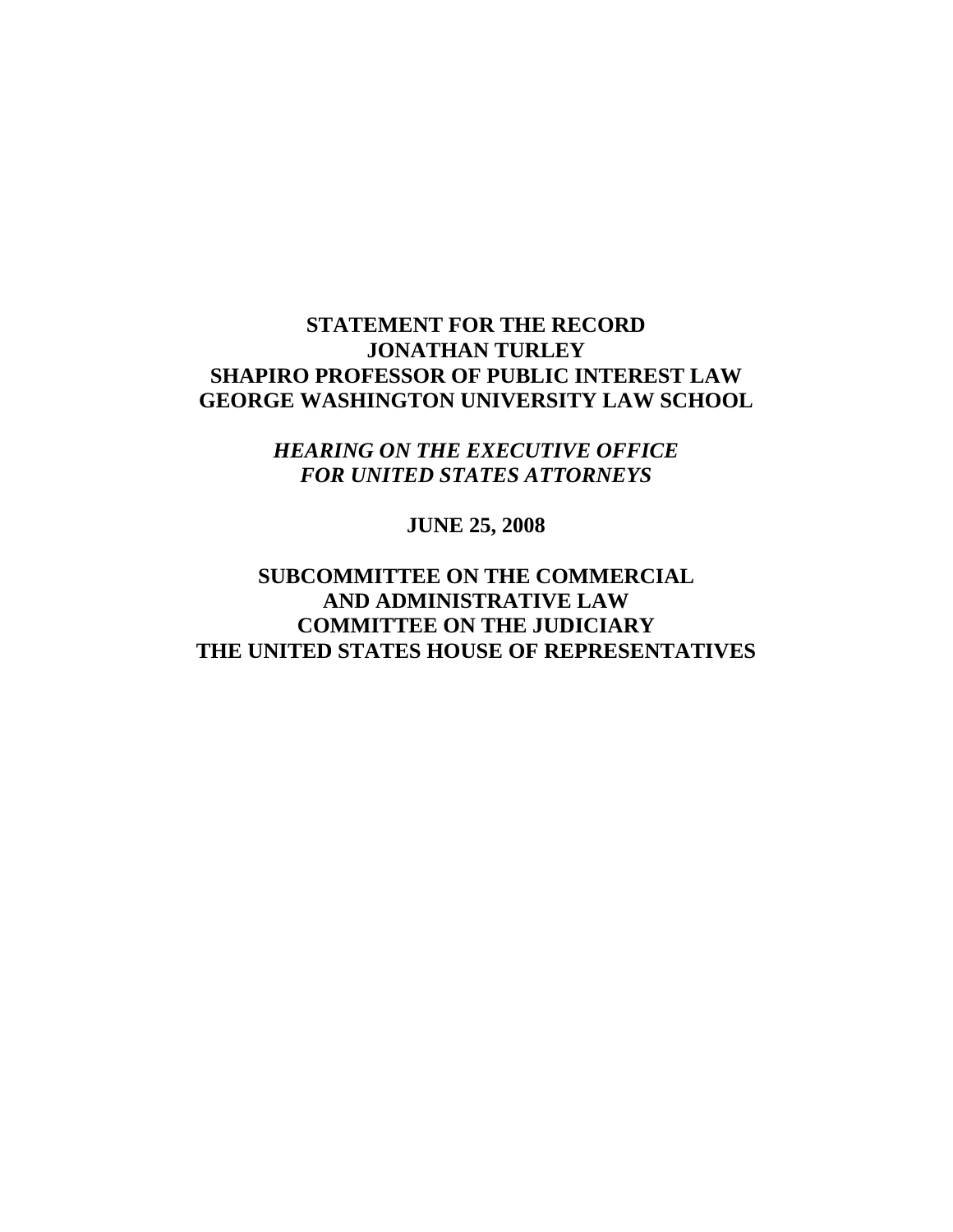**STATEMENT FOR THE RECORD**
**JONATHAN TURLEY**
**SHAPIRO PROFESSOR OF PUBLIC INTEREST LAW**
**GEORGE WASHINGTON UNIVERSITY LAW SCHOOL**

***HEARING ON THE EXECUTIVE OFFICE***
***FOR UNITED STATES ATTORNEYS***

**JUNE 25, 2008**

**SUBCOMMITTEE ON THE COMMERCIAL**
**AND ADMINISTRATIVE LAW**
**COMMITTEE ON THE JUDICIARY**
**THE UNITED STATES HOUSE OF REPRESENTATIVES**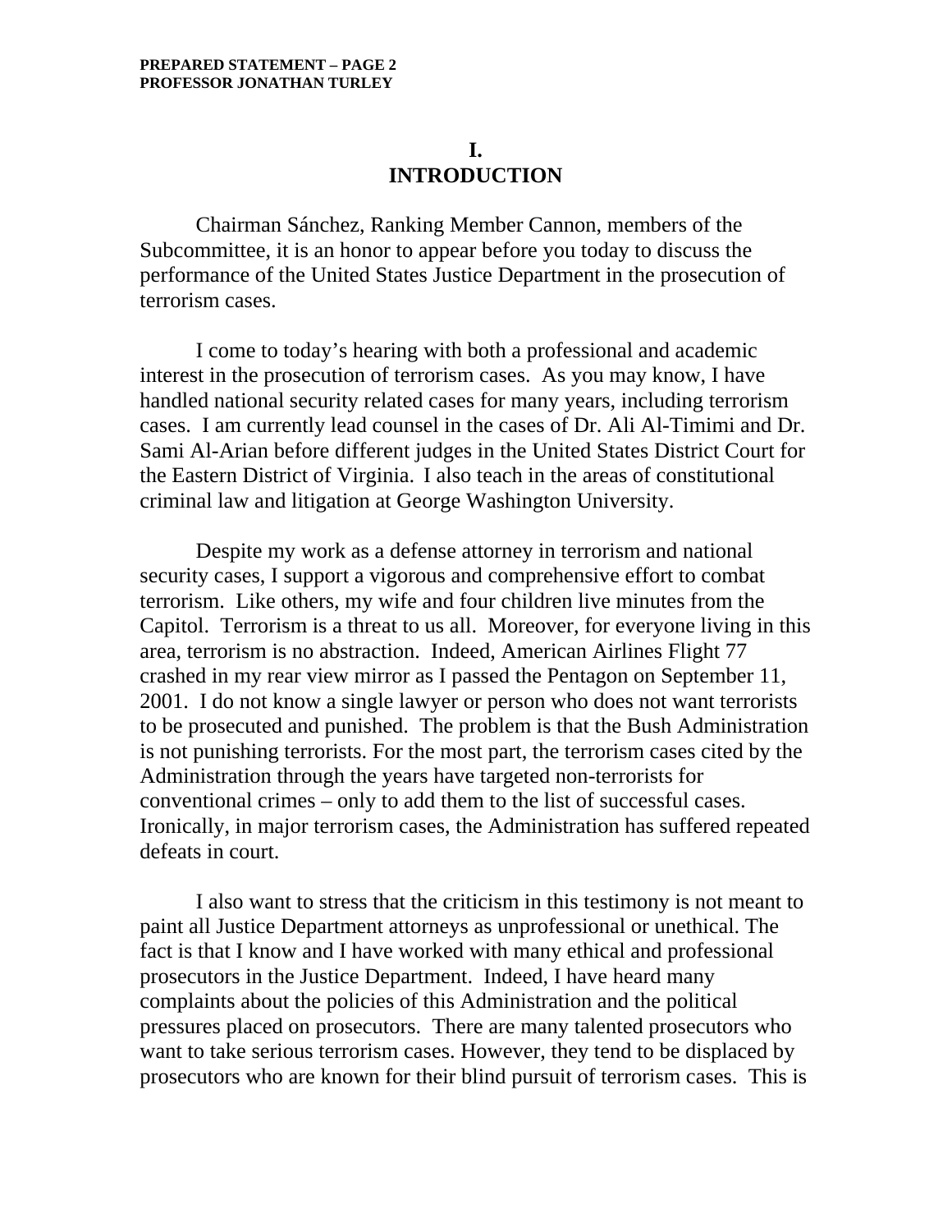# I.
# INTRODUCTION

Chairman Sánchez, Ranking Member Cannon, members of the Subcommittee, it is an honor to appear before you today to discuss the performance of the United States Justice Department in the prosecution of terrorism cases.

I come to today's hearing with both a professional and academic interest in the prosecution of terrorism cases. As you may know, I have handled national security related cases for many years, including terrorism cases. I am currently lead counsel in the cases of Dr. Ali Al-Timimi and Dr. Sami Al-Arian before different judges in the United States District Court for the Eastern District of Virginia. I also teach in the areas of constitutional criminal law and litigation at George Washington University.

Despite my work as a defense attorney in terrorism and national security cases, I support a vigorous and comprehensive effort to combat terrorism. Like others, my wife and four children live minutes from the Capitol. Terrorism is a threat to us all. Moreover, for everyone living in this area, terrorism is no abstraction. Indeed, American Airlines Flight 77 crashed in my rear view mirror as I passed the Pentagon on September 11, 2001. I do not know a single lawyer or person who does not want terrorists to be prosecuted and punished. The problem is that the Bush Administration is not punishing terrorists. For the most part, the terrorism cases cited by the Administration through the years have targeted non-terrorists for conventional crimes – only to add them to the list of successful cases. Ironically, in major terrorism cases, the Administration has suffered repeated defeats in court.

I also want to stress that the criticism in this testimony is not meant to paint all Justice Department attorneys as unprofessional or unethical. The fact is that I know and I have worked with many ethical and professional prosecutors in the Justice Department. Indeed, I have heard many complaints about the policies of this Administration and the political pressures placed on prosecutors. There are many talented prosecutors who want to take serious terrorism cases. However, they tend to be displaced by prosecutors who are known for their blind pursuit of terrorism cases. This is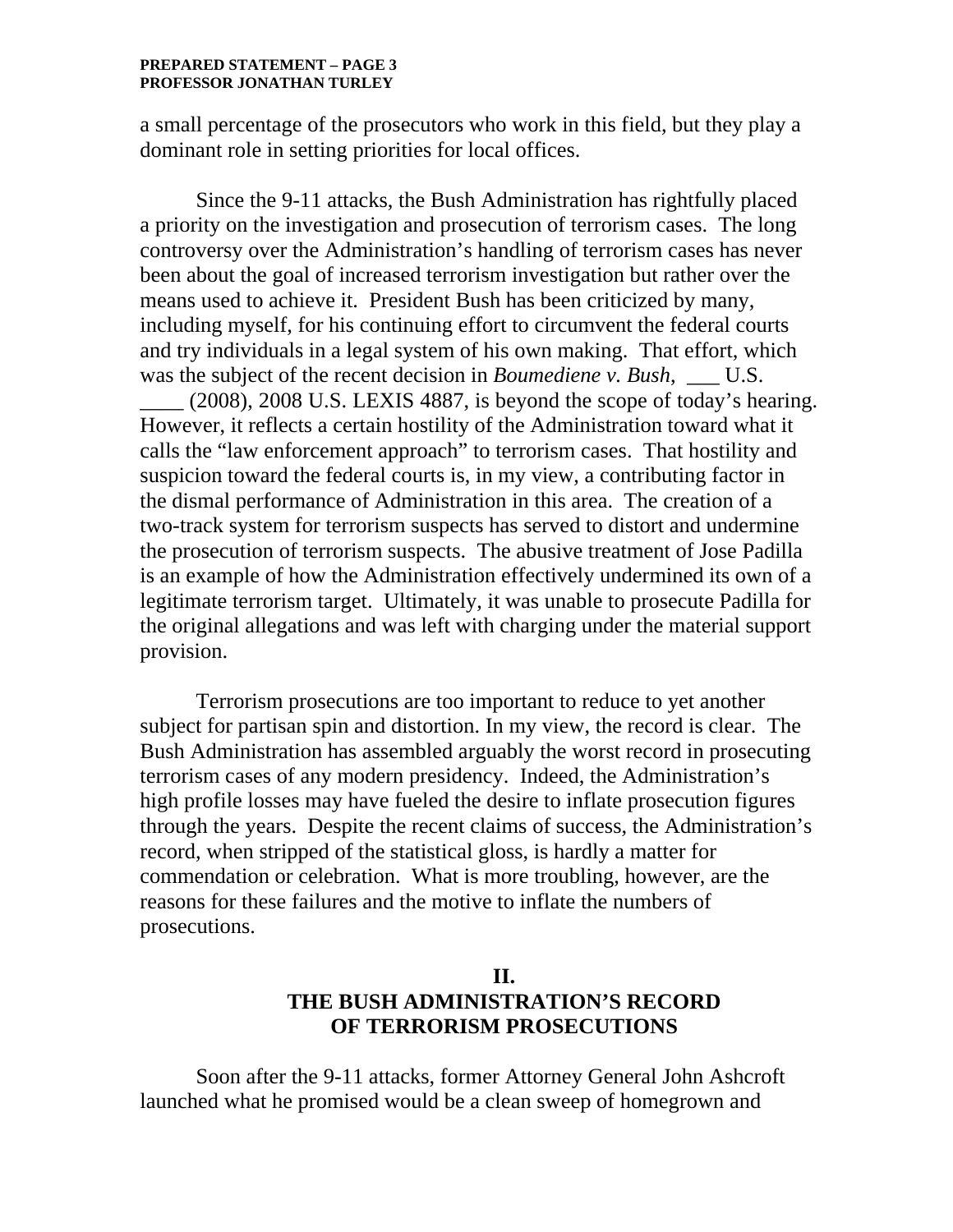a small percentage of the prosecutors who work in this field, but they play a dominant role in setting priorities for local offices.

Since the 9-11 attacks, the Bush Administration has rightfully placed a priority on the investigation and prosecution of terrorism cases. The long controversy over the Administration's handling of terrorism cases has never been about the goal of increased terrorism investigation but rather over the means used to achieve it. President Bush has been criticized by many, including myself, for his continuing effort to circumvent the federal courts and try individuals in a legal system of his own making. That effort, which was the subject of the recent decision in *Boumediene v. Bush,* ___ U.S. ____ (2008), 2008 U.S. LEXIS 4887, is beyond the scope of today's hearing. However, it reflects a certain hostility of the Administration toward what it calls the "law enforcement approach" to terrorism cases. That hostility and suspicion toward the federal courts is, in my view, a contributing factor in the dismal performance of Administration in this area. The creation of a two-track system for terrorism suspects has served to distort and undermine the prosecution of terrorism suspects. The abusive treatment of Jose Padilla is an example of how the Administration effectively undermined its own of a legitimate terrorism target. Ultimately, it was unable to prosecute Padilla for the original allegations and was left with charging under the material support provision.

Terrorism prosecutions are too important to reduce to yet another subject for partisan spin and distortion. In my view, the record is clear. The Bush Administration has assembled arguably the worst record in prosecuting terrorism cases of any modern presidency. Indeed, the Administration's high profile losses may have fueled the desire to inflate prosecution figures through the years. Despite the recent claims of success, the Administration's record, when stripped of the statistical gloss, is hardly a matter for commendation or celebration. What is more troubling, however, are the reasons for these failures and the motive to inflate the numbers of prosecutions.

## II.
## THE BUSH ADMINISTRATION'S RECORD OF TERRORISM PROSECUTIONS

Soon after the 9-11 attacks, former Attorney General John Ashcroft launched what he promised would be a clean sweep of homegrown and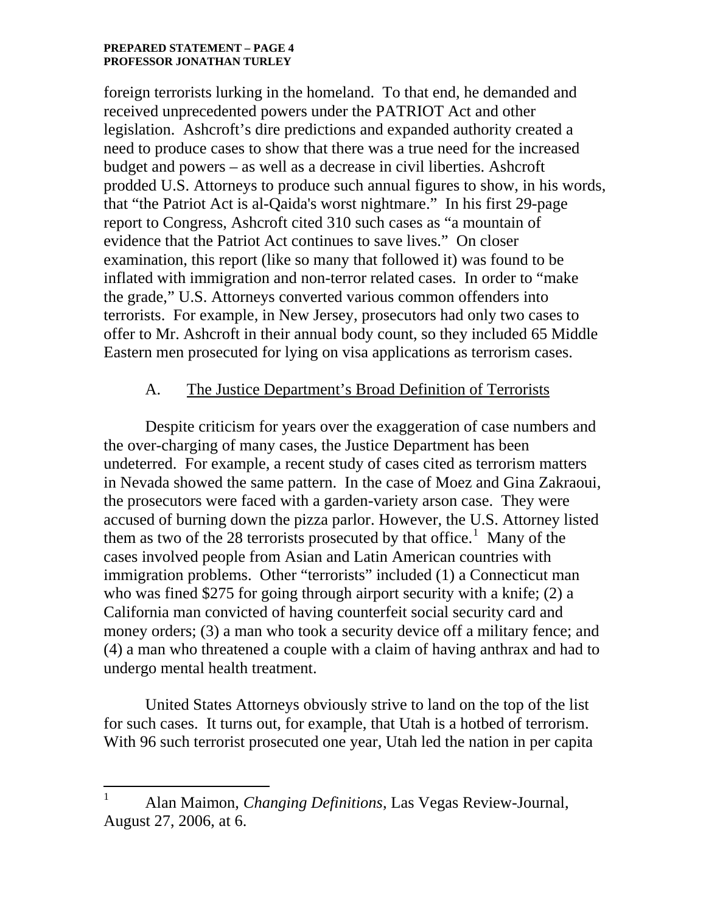foreign terrorists lurking in the homeland. To that end, he demanded and received unprecedented powers under the PATRIOT Act and other legislation. Ashcroft's dire predictions and expanded authority created a need to produce cases to show that there was a true need for the increased budget and powers – as well as a decrease in civil liberties. Ashcroft prodded U.S. Attorneys to produce such annual figures to show, in his words, that "the Patriot Act is al-Qaida's worst nightmare." In his first 29-page report to Congress, Ashcroft cited 310 such cases as "a mountain of evidence that the Patriot Act continues to save lives." On closer examination, this report (like so many that followed it) was found to be inflated with immigration and non-terror related cases. In order to "make the grade," U.S. Attorneys converted various common offenders into terrorists. For example, in New Jersey, prosecutors had only two cases to offer to Mr. Ashcroft in their annual body count, so they included 65 Middle Eastern men prosecuted for lying on visa applications as terrorism cases.

### A. The Justice Department's Broad Definition of Terrorists

Despite criticism for years over the exaggeration of case numbers and the over-charging of many cases, the Justice Department has been undeterred. For example, a recent study of cases cited as terrorism matters in Nevada showed the same pattern. In the case of Moez and Gina Zakraoui, the prosecutors were faced with a garden-variety arson case. They were accused of burning down the pizza parlor. However, the U.S. Attorney listed them as two of the 28 terrorists prosecuted by that office.[1] Many of the cases involved people from Asian and Latin American countries with immigration problems. Other "terrorists" included (1) a Connecticut man who was fined $275 for going through airport security with a knife; (2) a California man convicted of having counterfeit social security card and money orders; (3) a man who took a security device off a military fence; and (4) a man who threatened a couple with a claim of having anthrax and had to undergo mental health treatment.

United States Attorneys obviously strive to land on the top of the list for such cases. It turns out, for example, that Utah is a hotbed of terrorism. With 96 such terrorist prosecuted one year, Utah led the nation in per capita

---

[1] Alan Maimon, *Changing Definitions*, Las Vegas Review-Journal, August 27, 2006, at 6.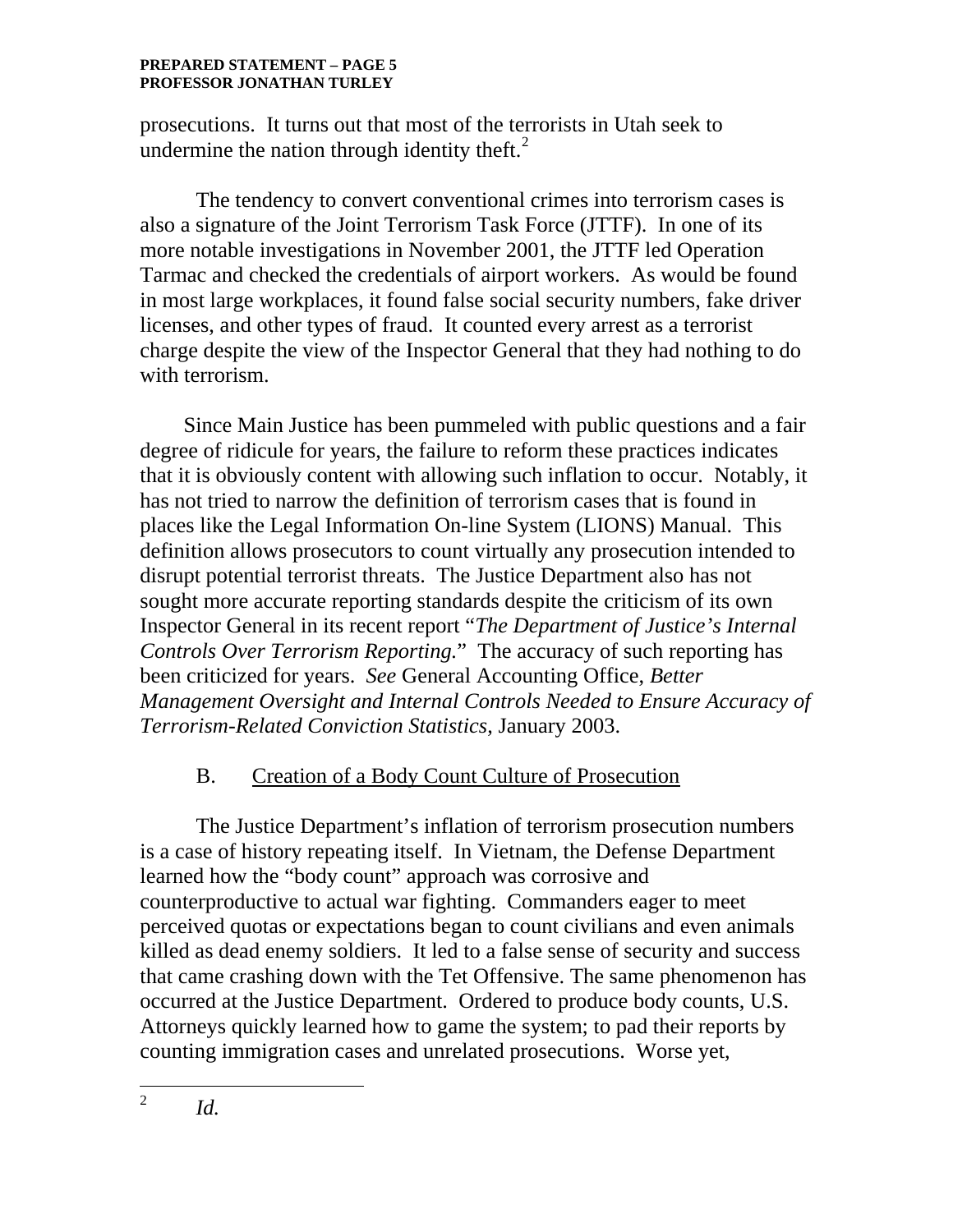prosecutions. It turns out that most of the terrorists in Utah seek to undermine the nation through identity theft.[2]

The tendency to convert conventional crimes into terrorism cases is also a signature of the Joint Terrorism Task Force (JTTF). In one of its more notable investigations in November 2001, the JTTF led Operation Tarmac and checked the credentials of airport workers. As would be found in most large workplaces, it found false social security numbers, fake driver licenses, and other types of fraud. It counted every arrest as a terrorist charge despite the view of the Inspector General that they had nothing to do with terrorism.

Since Main Justice has been pummeled with public questions and a fair degree of ridicule for years, the failure to reform these practices indicates that it is obviously content with allowing such inflation to occur. Notably, it has not tried to narrow the definition of terrorism cases that is found in places like the Legal Information On-line System (LIONS) Manual. This definition allows prosecutors to count virtually any prosecution intended to disrupt potential terrorist threats. The Justice Department also has not sought more accurate reporting standards despite the criticism of its own Inspector General in its recent report "*The Department of Justice's Internal Controls Over Terrorism Reporting.*" The accuracy of such reporting has been criticized for years. *See* General Accounting Office, *Better Management Oversight and Internal Controls Needed to Ensure Accuracy of Terrorism-Related Conviction Statistics*, January 2003.

## B. Creation of a Body Count Culture of Prosecution

The Justice Department's inflation of terrorism prosecution numbers is a case of history repeating itself. In Vietnam, the Defense Department learned how the "body count" approach was corrosive and counterproductive to actual war fighting. Commanders eager to meet perceived quotas or expectations began to count civilians and even animals killed as dead enemy soldiers. It led to a false sense of security and success that came crashing down with the Tet Offensive. The same phenomenon has occurred at the Justice Department. Ordered to produce body counts, U.S. Attorneys quickly learned how to game the system; to pad their reports by counting immigration cases and unrelated prosecutions. Worse yet,

---

[2] *Id.*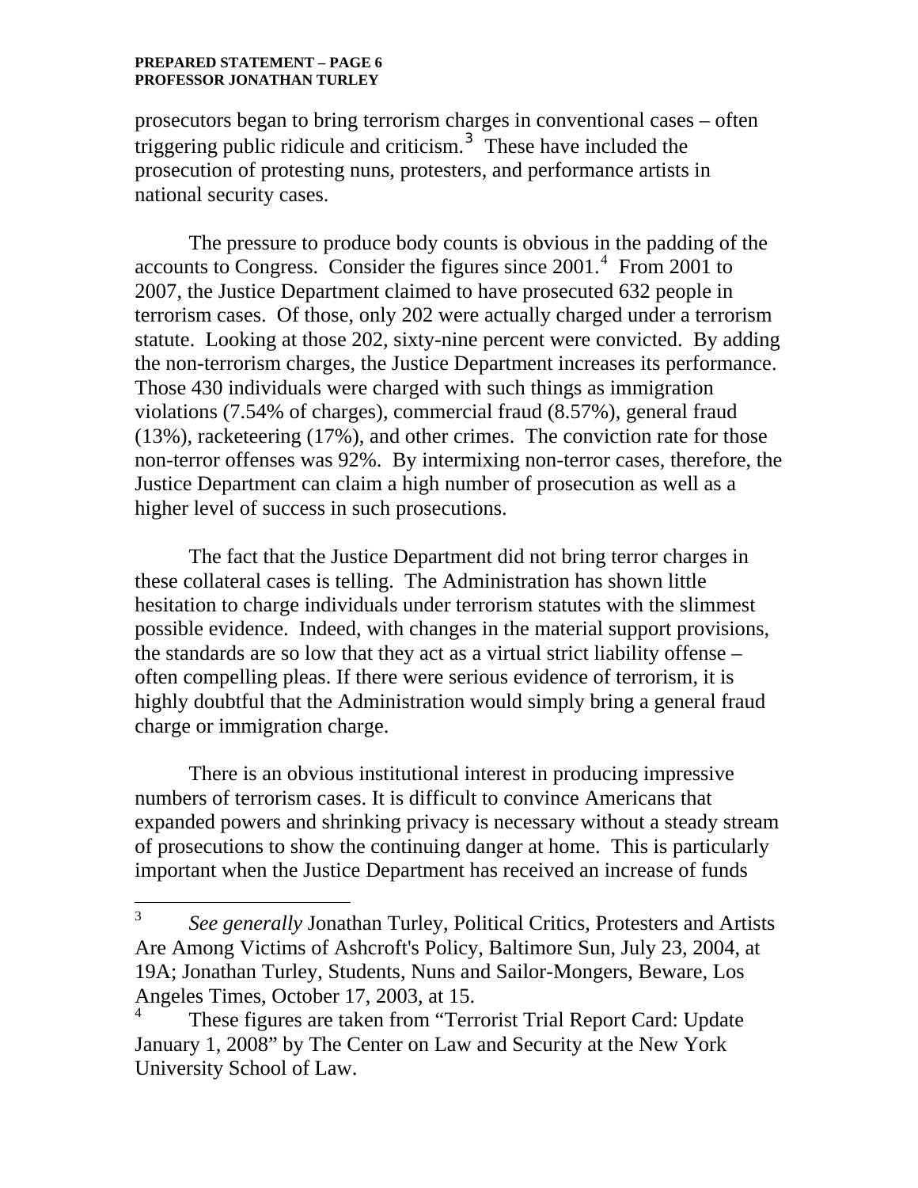prosecutors began to bring terrorism charges in conventional cases – often triggering public ridicule and criticism.[3] These have included the prosecution of protesting nuns, protesters, and performance artists in national security cases.

The pressure to produce body counts is obvious in the padding of the accounts to Congress. Consider the figures since 2001.[4] From 2001 to 2007, the Justice Department claimed to have prosecuted 632 people in terrorism cases. Of those, only 202 were actually charged under a terrorism statute. Looking at those 202, sixty-nine percent were convicted. By adding the non-terrorism charges, the Justice Department increases its performance. Those 430 individuals were charged with such things as immigration violations (7.54% of charges), commercial fraud (8.57%), general fraud (13%), racketeering (17%), and other crimes. The conviction rate for those non-terror offenses was 92%. By intermixing non-terror cases, therefore, the Justice Department can claim a high number of prosecution as well as a higher level of success in such prosecutions.

The fact that the Justice Department did not bring terror charges in these collateral cases is telling. The Administration has shown little hesitation to charge individuals under terrorism statutes with the slimmest possible evidence. Indeed, with changes in the material support provisions, the standards are so low that they act as a virtual strict liability offense – often compelling pleas. If there were serious evidence of terrorism, it is highly doubtful that the Administration would simply bring a general fraud charge or immigration charge.

There is an obvious institutional interest in producing impressive numbers of terrorism cases. It is difficult to convince Americans that expanded powers and shrinking privacy is necessary without a steady stream of prosecutions to show the continuing danger at home. This is particularly important when the Justice Department has received an increase of funds

---

[3] *See generally* Jonathan Turley, Political Critics, Protesters and Artists Are Among Victims of Ashcroft's Policy, Baltimore Sun, July 23, 2004, at 19A; Jonathan Turley, Students, Nuns and Sailor-Mongers, Beware, Los Angeles Times, October 17, 2003, at 15.

[4] These figures are taken from "Terrorist Trial Report Card: Update January 1, 2008" by The Center on Law and Security at the New York University School of Law.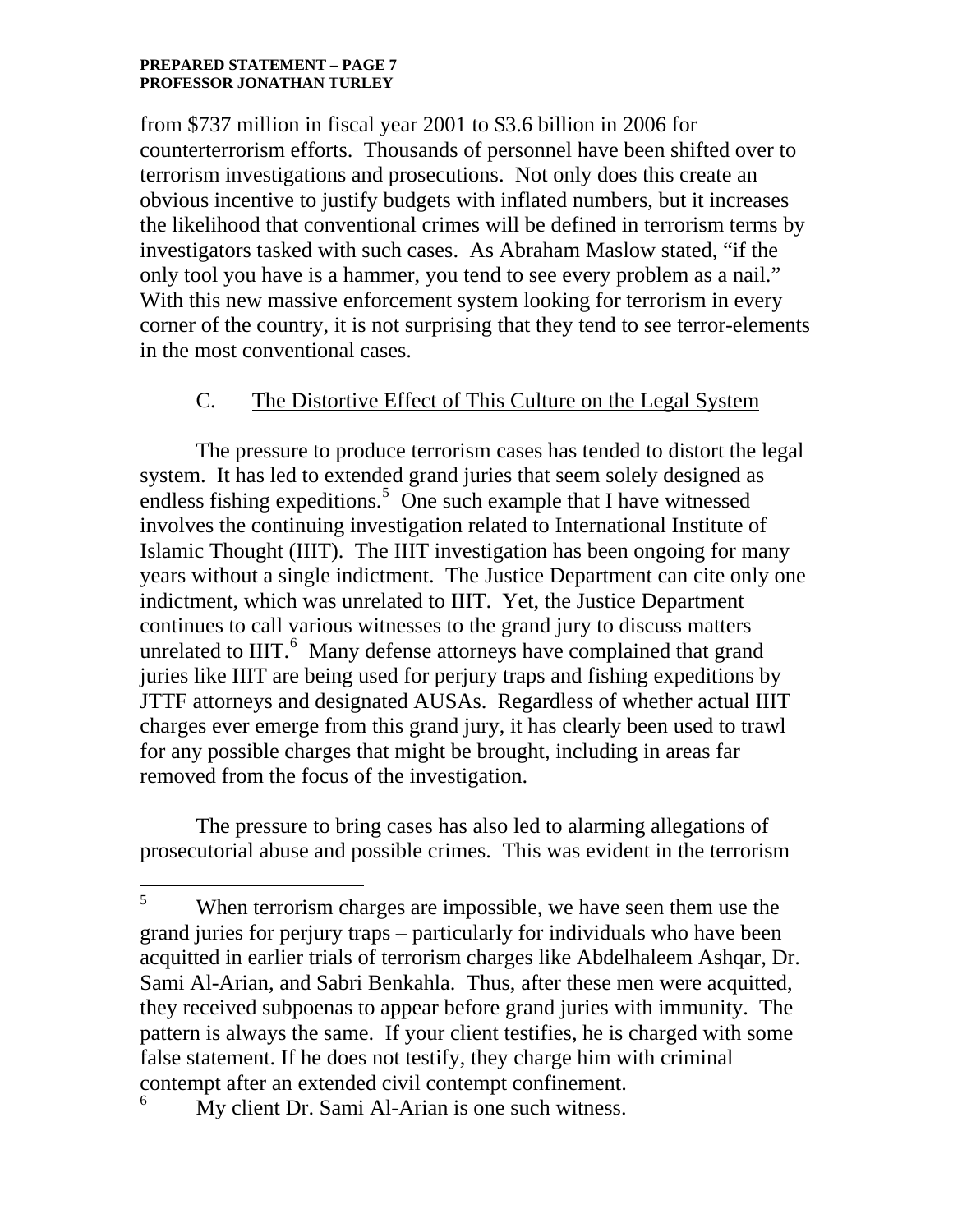from $737 million in fiscal year 2001 to $3.6 billion in 2006 for counterterrorism efforts. Thousands of personnel have been shifted over to terrorism investigations and prosecutions. Not only does this create an obvious incentive to justify budgets with inflated numbers, but it increases the likelihood that conventional crimes will be defined in terrorism terms by investigators tasked with such cases. As Abraham Maslow stated, "if the only tool you have is a hammer, you tend to see every problem as a nail." With this new massive enforcement system looking for terrorism in every corner of the country, it is not surprising that they tend to see terror-elements in the most conventional cases.

### C. The Distortive Effect of This Culture on the Legal System

The pressure to produce terrorism cases has tended to distort the legal system. It has led to extended grand juries that seem solely designed as endless fishing expeditions.[5] One such example that I have witnessed involves the continuing investigation related to International Institute of Islamic Thought (IIIT). The IIIT investigation has been ongoing for many years without a single indictment. The Justice Department can cite only one indictment, which was unrelated to IIIT. Yet, the Justice Department continues to call various witnesses to the grand jury to discuss matters unrelated to IIIT.[6] Many defense attorneys have complained that grand juries like IIIT are being used for perjury traps and fishing expeditions by JTTF attorneys and designated AUSAs. Regardless of whether actual IIIT charges ever emerge from this grand jury, it has clearly been used to trawl for any possible charges that might be brought, including in areas far removed from the focus of the investigation.

The pressure to bring cases has also led to alarming allegations of prosecutorial abuse and possible crimes. This was evident in the terrorism

---

[5] When terrorism charges are impossible, we have seen them use the grand juries for perjury traps – particularly for individuals who have been acquitted in earlier trials of terrorism charges like Abdelhaleem Ashqar, Dr. Sami Al-Arian, and Sabri Benkahla. Thus, after these men were acquitted, they received subpoenas to appear before grand juries with immunity. The pattern is always the same. If your client testifies, he is charged with some false statement. If he does not testify, they charge him with criminal contempt after an extended civil contempt confinement.

[6] My client Dr. Sami Al-Arian is one such witness.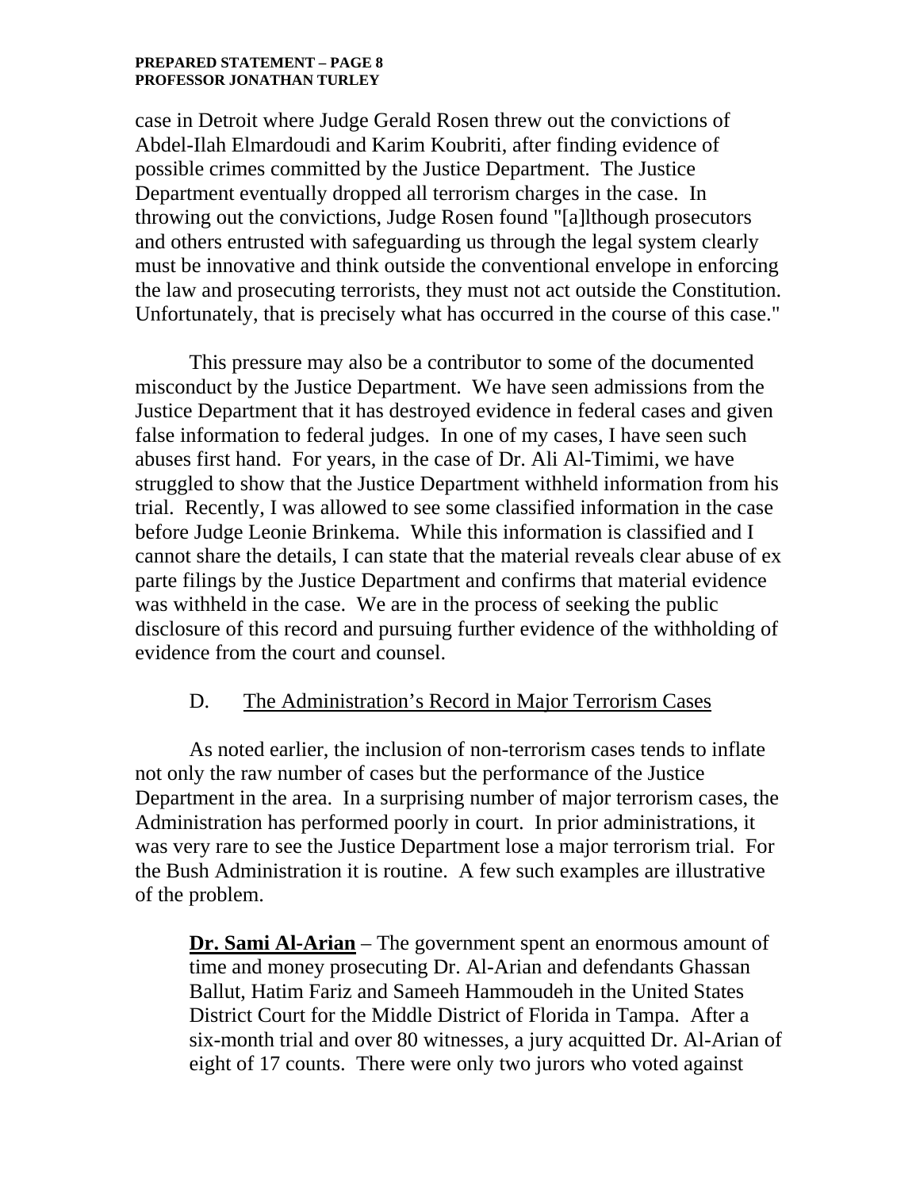case in Detroit where Judge Gerald Rosen threw out the convictions of Abdel-Ilah Elmardoudi and Karim Koubriti, after finding evidence of possible crimes committed by the Justice Department. The Justice Department eventually dropped all terrorism charges in the case. In throwing out the convictions, Judge Rosen found "[a]lthough prosecutors and others entrusted with safeguarding us through the legal system clearly must be innovative and think outside the conventional envelope in enforcing the law and prosecuting terrorists, they must not act outside the Constitution. Unfortunately, that is precisely what has occurred in the course of this case."

This pressure may also be a contributor to some of the documented misconduct by the Justice Department. We have seen admissions from the Justice Department that it has destroyed evidence in federal cases and given false information to federal judges. In one of my cases, I have seen such abuses first hand. For years, in the case of Dr. Ali Al-Timimi, we have struggled to show that the Justice Department withheld information from his trial. Recently, I was allowed to see some classified information in the case before Judge Leonie Brinkema. While this information is classified and I cannot share the details, I can state that the material reveals clear abuse of ex parte filings by the Justice Department and confirms that material evidence was withheld in the case. We are in the process of seeking the public disclosure of this record and pursuing further evidence of the withholding of evidence from the court and counsel.

### D. The Administration's Record in Major Terrorism Cases

As noted earlier, the inclusion of non-terrorism cases tends to inflate not only the raw number of cases but the performance of the Justice Department in the area. In a surprising number of major terrorism cases, the Administration has performed poorly in court. In prior administrations, it was very rare to see the Justice Department lose a major terrorism trial. For the Bush Administration it is routine. A few such examples are illustrative of the problem.

> **Dr. Sami Al-Arian** – The government spent an enormous amount of time and money prosecuting Dr. Al-Arian and defendants Ghassan Ballut, Hatim Fariz and Sameeh Hammoudeh in the United States District Court for the Middle District of Florida in Tampa. After a six-month trial and over 80 witnesses, a jury acquitted Dr. Al-Arian of eight of 17 counts. There were only two jurors who voted against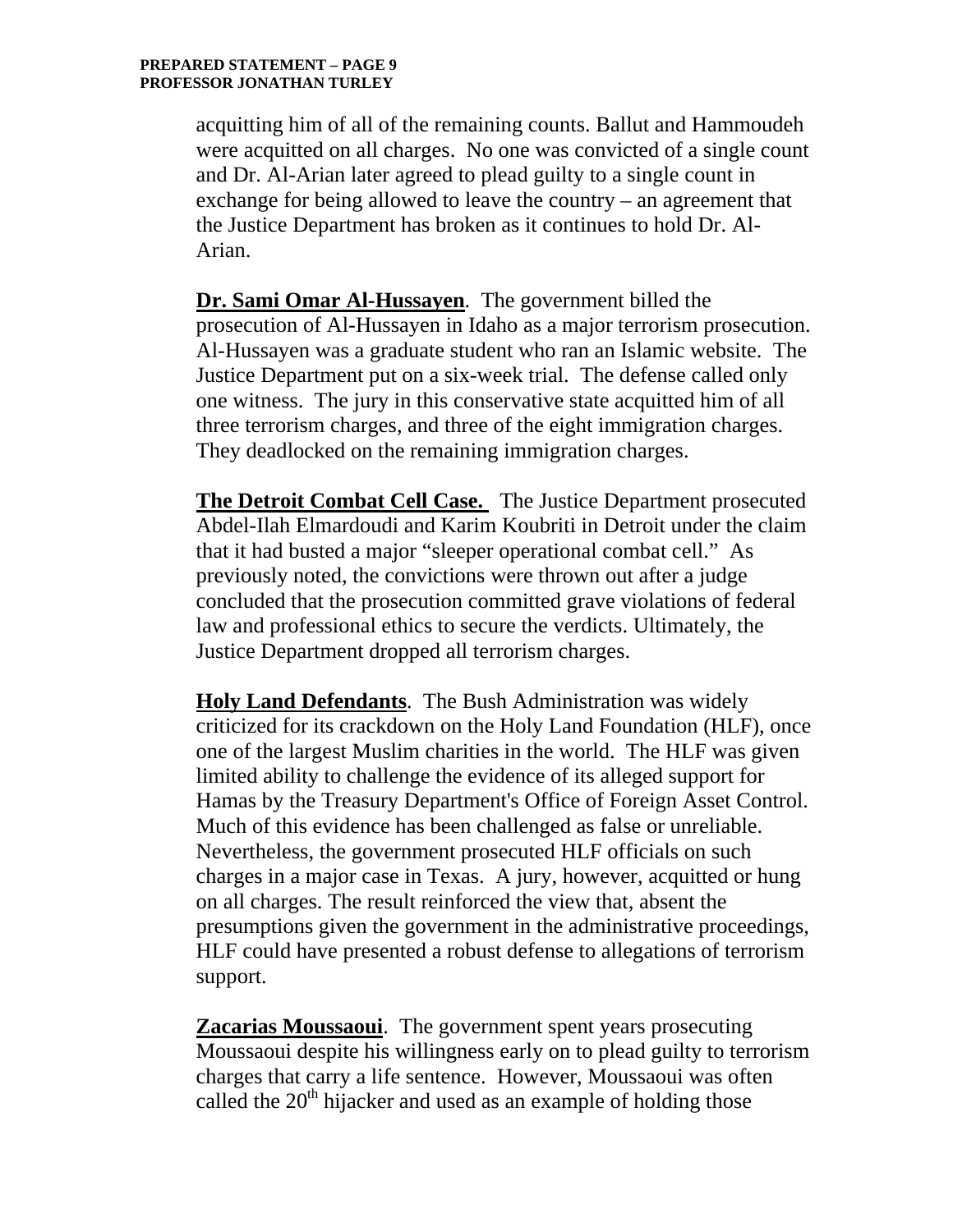acquitting him of all of the remaining counts. Ballut and Hammoudeh were acquitted on all charges. No one was convicted of a single count and Dr. Al-Arian later agreed to plead guilty to a single count in exchange for being allowed to leave the country – an agreement that the Justice Department has broken as it continues to hold Dr. Al-Arian.

**Dr. Sami Omar Al-Hussayen**. The government billed the prosecution of Al-Hussayen in Idaho as a major terrorism prosecution. Al-Hussayen was a graduate student who ran an Islamic website. The Justice Department put on a six-week trial. The defense called only one witness. The jury in this conservative state acquitted him of all three terrorism charges, and three of the eight immigration charges. They deadlocked on the remaining immigration charges.

**The Detroit Combat Cell Case.** The Justice Department prosecuted Abdel-Ilah Elmardoudi and Karim Koubriti in Detroit under the claim that it had busted a major "sleeper operational combat cell." As previously noted, the convictions were thrown out after a judge concluded that the prosecution committed grave violations of federal law and professional ethics to secure the verdicts. Ultimately, the Justice Department dropped all terrorism charges.

**Holy Land Defendants**. The Bush Administration was widely criticized for its crackdown on the Holy Land Foundation (HLF), once one of the largest Muslim charities in the world. The HLF was given limited ability to challenge the evidence of its alleged support for Hamas by the Treasury Department's Office of Foreign Asset Control. Much of this evidence has been challenged as false or unreliable. Nevertheless, the government prosecuted HLF officials on such charges in a major case in Texas. A jury, however, acquitted or hung on all charges. The result reinforced the view that, absent the presumptions given the government in the administrative proceedings, HLF could have presented a robust defense to allegations of terrorism support.

**Zacarias Moussaoui**. The government spent years prosecuting Moussaoui despite his willingness early on to plead guilty to terrorism charges that carry a life sentence. However, Moussaoui was often called the 20th hijacker and used as an example of holding those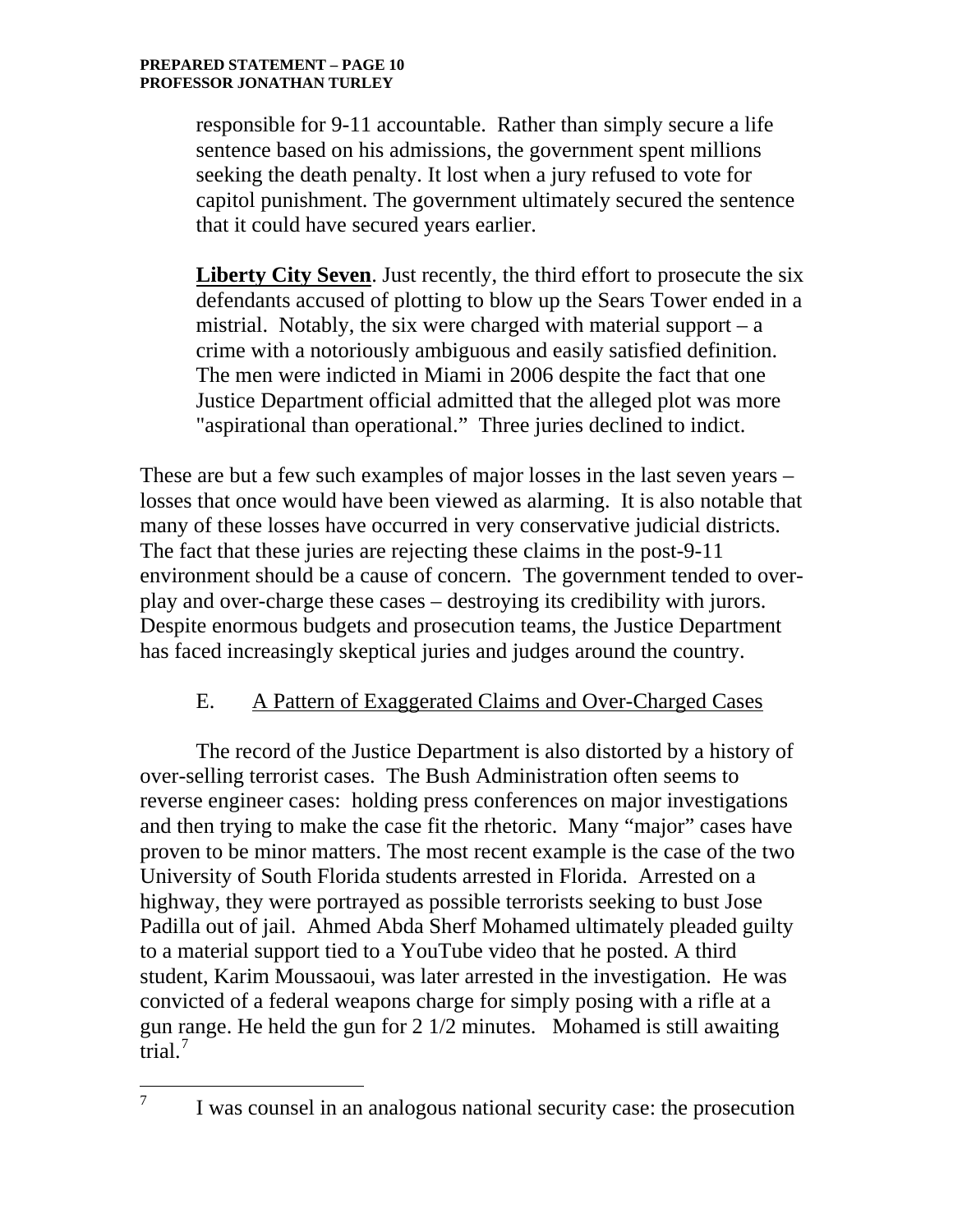responsible for 9-11 accountable. Rather than simply secure a life sentence based on his admissions, the government spent millions seeking the death penalty. It lost when a jury refused to vote for capitol punishment. The government ultimately secured the sentence that it could have secured years earlier.

**Liberty City Seven**. Just recently, the third effort to prosecute the six defendants accused of plotting to blow up the Sears Tower ended in a mistrial. Notably, the six were charged with material support – a crime with a notoriously ambiguous and easily satisfied definition. The men were indicted in Miami in 2006 despite the fact that one Justice Department official admitted that the alleged plot was more "aspirational than operational." Three juries declined to indict.

These are but a few such examples of major losses in the last seven years – losses that once would have been viewed as alarming. It is also notable that many of these losses have occurred in very conservative judicial districts. The fact that these juries are rejecting these claims in the post-9-11 environment should be a cause of concern. The government tended to over-play and over-charge these cases – destroying its credibility with jurors. Despite enormous budgets and prosecution teams, the Justice Department has faced increasingly skeptical juries and judges around the country.

## E. A Pattern of Exaggerated Claims and Over-Charged Cases

The record of the Justice Department is also distorted by a history of over-selling terrorist cases. The Bush Administration often seems to reverse engineer cases: holding press conferences on major investigations and then trying to make the case fit the rhetoric. Many "major" cases have proven to be minor matters. The most recent example is the case of the two University of South Florida students arrested in Florida. Arrested on a highway, they were portrayed as possible terrorists seeking to bust Jose Padilla out of jail. Ahmed Abda Sherf Mohamed ultimately pleaded guilty to a material support tied to a YouTube video that he posted. A third student, Karim Moussaoui, was later arrested in the investigation. He was convicted of a federal weapons charge for simply posing with a rifle at a gun range. He held the gun for 2 1/2 minutes. Mohamed is still awaiting trial.[7]

---

[7] I was counsel in an analogous national security case: the prosecution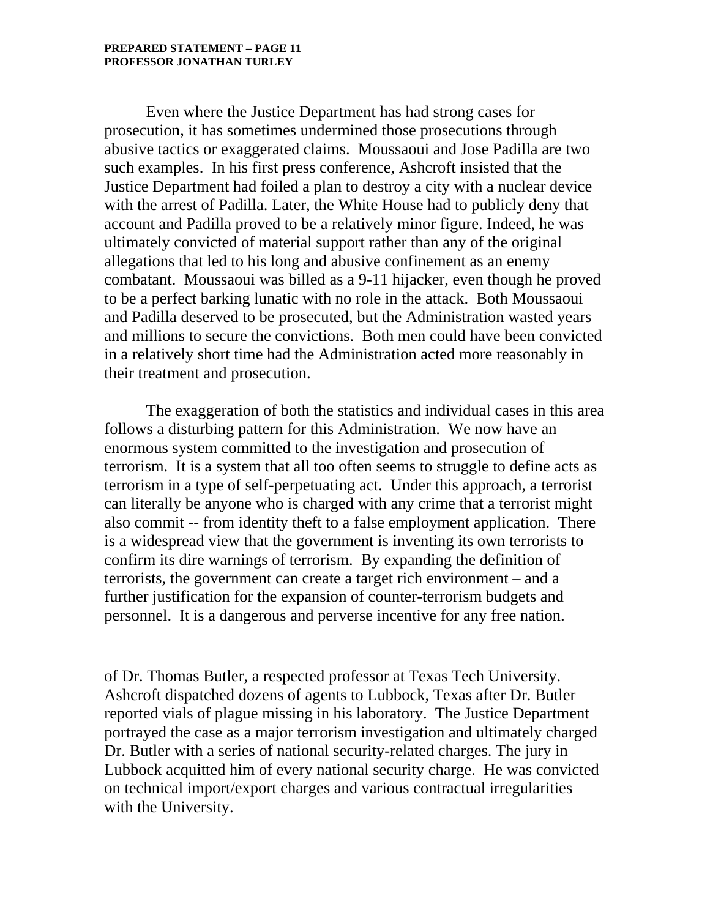Even where the Justice Department has had strong cases for prosecution, it has sometimes undermined those prosecutions through abusive tactics or exaggerated claims. Moussaoui and Jose Padilla are two such examples. In his first press conference, Ashcroft insisted that the Justice Department had foiled a plan to destroy a city with a nuclear device with the arrest of Padilla. Later, the White House had to publicly deny that account and Padilla proved to be a relatively minor figure. Indeed, he was ultimately convicted of material support rather than any of the original allegations that led to his long and abusive confinement as an enemy combatant. Moussaoui was billed as a 9-11 hijacker, even though he proved to be a perfect barking lunatic with no role in the attack. Both Moussaoui and Padilla deserved to be prosecuted, but the Administration wasted years and millions to secure the convictions. Both men could have been convicted in a relatively short time had the Administration acted more reasonably in their treatment and prosecution.

The exaggeration of both the statistics and individual cases in this area follows a disturbing pattern for this Administration. We now have an enormous system committed to the investigation and prosecution of terrorism. It is a system that all too often seems to struggle to define acts as terrorism in a type of self-perpetuating act. Under this approach, a terrorist can literally be anyone who is charged with any crime that a terrorist might also commit -- from identity theft to a false employment application. There is a widespread view that the government is inventing its own terrorists to confirm its dire warnings of terrorism. By expanding the definition of terrorists, the government can create a target rich environment – and a further justification for the expansion of counter-terrorism budgets and personnel. It is a dangerous and perverse incentive for any free nation.

---

of Dr. Thomas Butler, a respected professor at Texas Tech University. Ashcroft dispatched dozens of agents to Lubbock, Texas after Dr. Butler reported vials of plague missing in his laboratory. The Justice Department portrayed the case as a major terrorism investigation and ultimately charged Dr. Butler with a series of national security-related charges. The jury in Lubbock acquitted him of every national security charge. He was convicted on technical import/export charges and various contractual irregularities with the University.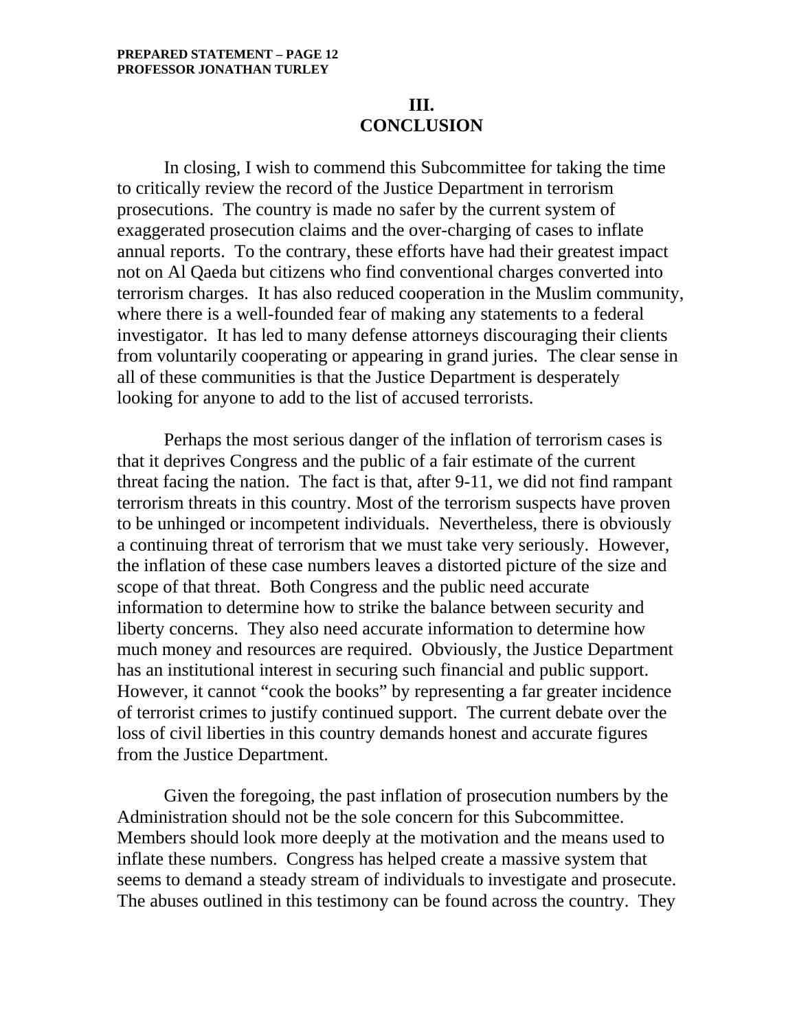## III.
## CONCLUSION

In closing, I wish to commend this Subcommittee for taking the time to critically review the record of the Justice Department in terrorism prosecutions. The country is made no safer by the current system of exaggerated prosecution claims and the over-charging of cases to inflate annual reports. To the contrary, these efforts have had their greatest impact not on Al Qaeda but citizens who find conventional charges converted into terrorism charges. It has also reduced cooperation in the Muslim community, where there is a well-founded fear of making any statements to a federal investigator. It has led to many defense attorneys discouraging their clients from voluntarily cooperating or appearing in grand juries. The clear sense in all of these communities is that the Justice Department is desperately looking for anyone to add to the list of accused terrorists.

Perhaps the most serious danger of the inflation of terrorism cases is that it deprives Congress and the public of a fair estimate of the current threat facing the nation. The fact is that, after 9-11, we did not find rampant terrorism threats in this country. Most of the terrorism suspects have proven to be unhinged or incompetent individuals. Nevertheless, there is obviously a continuing threat of terrorism that we must take very seriously. However, the inflation of these case numbers leaves a distorted picture of the size and scope of that threat. Both Congress and the public need accurate information to determine how to strike the balance between security and liberty concerns. They also need accurate information to determine how much money and resources are required. Obviously, the Justice Department has an institutional interest in securing such financial and public support. However, it cannot "cook the books" by representing a far greater incidence of terrorist crimes to justify continued support. The current debate over the loss of civil liberties in this country demands honest and accurate figures from the Justice Department.

Given the foregoing, the past inflation of prosecution numbers by the Administration should not be the sole concern for this Subcommittee. Members should look more deeply at the motivation and the means used to inflate these numbers. Congress has helped create a massive system that seems to demand a steady stream of individuals to investigate and prosecute. The abuses outlined in this testimony can be found across the country. They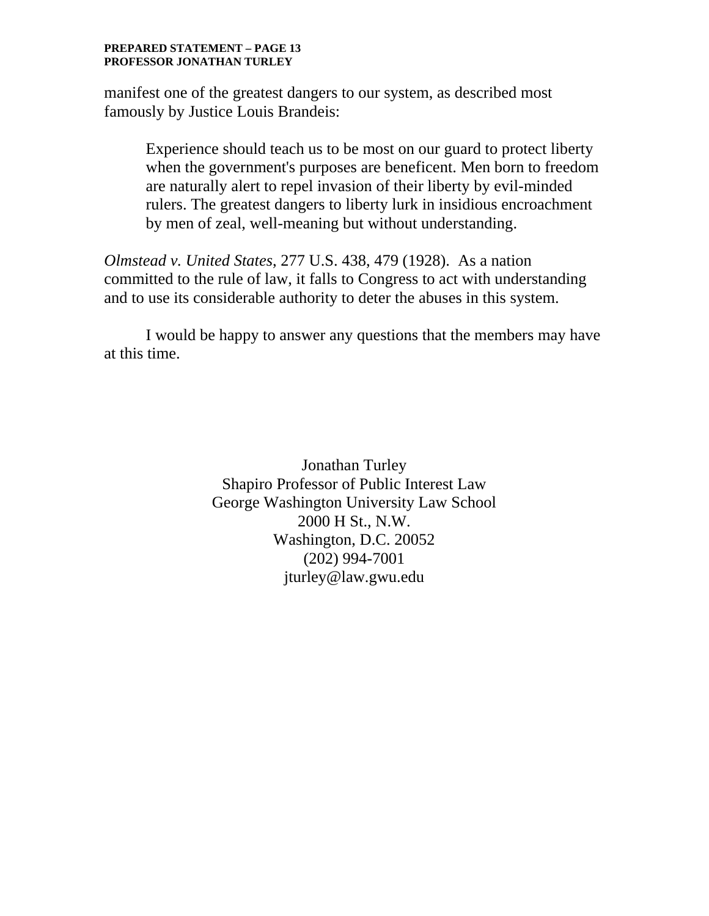manifest one of the greatest dangers to our system, as described most famously by Justice Louis Brandeis:

> Experience should teach us to be most on our guard to protect liberty when the government's purposes are beneficent. Men born to freedom are naturally alert to repel invasion of their liberty by evil-minded rulers. The greatest dangers to liberty lurk in insidious encroachment by men of zeal, well-meaning but without understanding.

*Olmstead v. United States*, 277 U.S. 438, 479 (1928). As a nation committed to the rule of law, it falls to Congress to act with understanding and to use its considerable authority to deter the abuses in this system.

I would be happy to answer any questions that the members may have at this time.

Jonathan Turley
Shapiro Professor of Public Interest Law
George Washington University Law School
2000 H St., N.W.
Washington, D.C. 20052
(202) 994-7001
jturley@law.gwu.edu